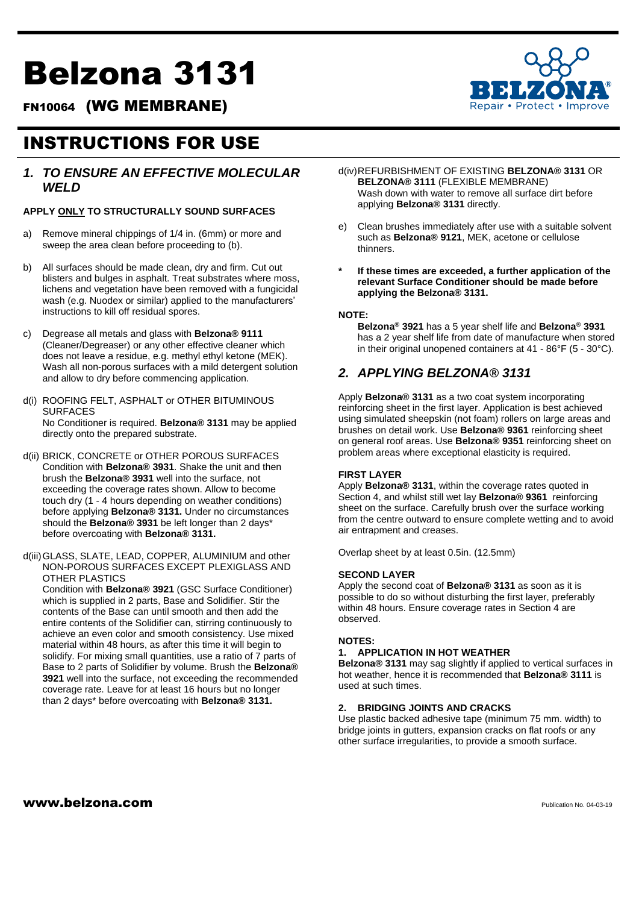# Belzona 3131

FN10064 (WG MEMBRANE)

# INSTRUCTIONS FOR USE

## *1. TO ENSURE AN EFFECTIVE MOLECULAR WELD*

**APPLY ONLY TO STRUCTURALLY SOUND SURFACES**

a) Remove mineral chippings of 1/4 in. (6mm) or more and sweep the area clean before proceeding to (b).

b) All surfaces should be made clean, dry and firm. Cut out blisters and bulges in asphalt. Treat substrates where moss, lichens and vegetation have been removed with a fungicidal wash (e.g. Nuodex or similar) applied to the manufacturers' instructions to kill off residual spores.

c) Degrease all metals and glass with **Belzona® 9111** (Cleaner/Degreaser) or any other effective cleaner which does not leave a residue, e.g. methyl ethyl ketone (MEK). Wash all non-porous surfaces with a mild detergent solution and allow to dry before commencing application.

d(i) ROOFING FELT, ASPHALT or OTHER BITUMINOUS SURFACES
No Conditioner is required. **Belzona® 3131** may be applied directly onto the prepared substrate.

d(ii) BRICK, CONCRETE or OTHER POROUS SURFACES
Condition with **Belzona® 3931**. Shake the unit and then brush the **Belzona® 3931** well into the surface, not exceeding the coverage rates shown. Allow to become touch dry (1 - 4 hours depending on weather conditions) before applying **Belzona® 3131.** Under no circumstances should the **Belzona® 3931** be left longer than 2 days* before overcoating with **Belzona® 3131.**

d(iii) GLASS, SLATE, LEAD, COPPER, ALUMINIUM and other NON-POROUS SURFACES EXCEPT PLEXIGLASS AND OTHER PLASTICS
Condition with **Belzona® 3921** (GSC Surface Conditioner) which is supplied in 2 parts, Base and Solidifier. Stir the contents of the Base can until smooth and then add the entire contents of the Solidifier can, stirring continuously to achieve an even color and smooth consistency. Use mixed material within 48 hours, as after this time it will begin to solidify. For mixing small quantities, use a ratio of 7 parts of Base to 2 parts of Solidifier by volume. Brush the **Belzona® 3921** well into the surface, not exceeding the recommended coverage rate. Leave for at least 16 hours but no longer than 2 days* before overcoating with **Belzona® 3131.**

d(iv) REFURBISHMENT OF EXISTING **BELZONA® 3131** OR **BELZONA® 3111** (FLEXIBLE MEMBRANE)
Wash down with water to remove all surface dirt before applying **Belzona® 3131** directly.

e) Clean brushes immediately after use with a suitable solvent such as **Belzona® 9121**, MEK, acetone or cellulose thinners.

\* **If these times are exceeded, a further application of the relevant Surface Conditioner should be made before applying the Belzona® 3131.**

**NOTE:**
**Belzona® 3921** has a 5 year shelf life and **Belzona® 3931** has a 2 year shelf life from date of manufacture when stored in their original unopened containers at 41 - 86°F (5 - 30°C).

## *2. APPLYING BELZONA® 3131*

Apply **Belzona® 3131** as a two coat system incorporating reinforcing sheet in the first layer. Application is best achieved using simulated sheepskin (not foam) rollers on large areas and brushes on detail work. Use **Belzona® 9361** reinforcing sheet on general roof areas. Use **Belzona® 9351** reinforcing sheet on problem areas where exceptional elasticity is required.

**FIRST LAYER**
Apply **Belzona® 3131**, within the coverage rates quoted in Section 4, and whilst still wet lay **Belzona® 9361** reinforcing sheet on the surface. Carefully brush over the surface working from the centre outward to ensure complete wetting and to avoid air entrapment and creases.

Overlap sheet by at least 0.5in. (12.5mm)

**SECOND LAYER**
Apply the second coat of **Belzona® 3131** as soon as it is possible to do so without disturbing the first layer, preferably within 48 hours. Ensure coverage rates in Section 4 are observed.

**NOTES:**

**1. APPLICATION IN HOT WEATHER**
**Belzona® 3131** may sag slightly if applied to vertical surfaces in hot weather, hence it is recommended that **Belzona® 3111** is used at such times.

**2. BRIDGING JOINTS AND CRACKS**
Use plastic backed adhesive tape (minimum 75 mm. width) to bridge joints in gutters, expansion cracks on flat roofs or any other surface irregularities, to provide a smooth surface.

www.belzona.com

Publication No. 04-03-19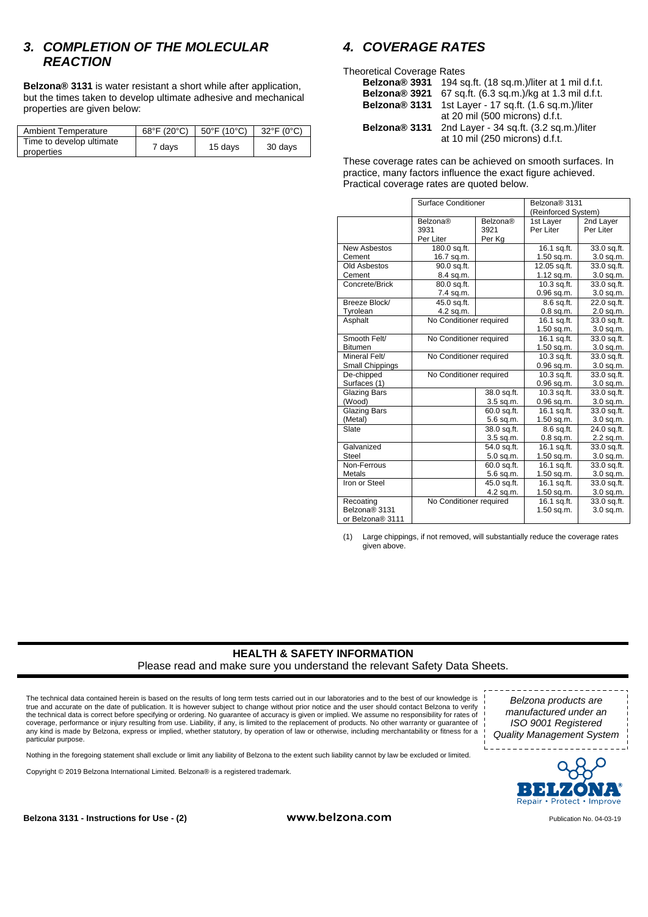## 3. COMPLETION OF THE MOLECULAR REACTION

**Belzona® 3131** is water resistant a short while after application, but the times taken to develop ultimate adhesive and mechanical properties are given below:

| Ambient Temperature | 68°F (20°C) | 50°F (10°C) | 32°F (0°C) |
|---|---|---|---|
| Time to develop ultimate properties | 7 days | 15 days | 30 days |

## 4. COVERAGE RATES

Theoretical Coverage Rates

**Belzona® 3931** 194 sq.ft. (18 sq.m.)/liter at 1 mil d.f.t.
**Belzona® 3921** 67 sq.ft. (6.3 sq.m.)/kg at 1.3 mil d.f.t.
**Belzona® 3131** 1st Layer - 17 sq.ft. (1.6 sq.m.)/liter at 20 mil (500 microns) d.f.t.
**Belzona® 3131** 2nd Layer - 34 sq.ft. (3.2 sq.m.)/liter at 10 mil (250 microns) d.f.t.

These coverage rates can be achieved on smooth surfaces. In practice, many factors influence the exact figure achieved. Practical coverage rates are quoted below.

| | Surface Conditioner | | Belzona® 3131 (Reinforced System) | |
|---|---|---|---|---|
| | Belzona® 3931 Per Liter | Belzona® 3921 Per Kg | 1st Layer Per Liter | 2nd Layer Per Liter |
| New Asbestos Cement | 180.0 sq.ft. 16.7 sq.m. | | 16.1 sq.ft. 1.50 sq.m. | 33.0 sq.ft. 3.0 sq.m. |
| Old Asbestos Cement | 90.0 sq.ft. 8.4 sq.m. | | 12.05 sq.ft. 1.12 sq.m. | 33.0 sq.ft. 3.0 sq.m. |
| Concrete/Brick | 80.0 sq.ft. 7.4 sq.m. | | 10.3 sq.ft. 0.96 sq.m. | 33.0 sq.ft. 3.0 sq.m. |
| Breeze Block/ Tyrolean | 45.0 sq.ft. 4.2 sq.m. | | 8.6 sq.ft. 0.8 sq.m. | 22.0 sq.ft. 2.0 sq.m. |
| Asphalt | No Conditioner required | | 16.1 sq.ft. 1.50 sq.m. | 33.0 sq.ft. 3.0 sq.m. |
| Smooth Felt/ Bitumen | No Conditioner required | | 16.1 sq.ft. 1.50 sq.m. | 33.0 sq.ft. 3.0 sq.m. |
| Mineral Felt/ Small Chippings | No Conditioner required | | 10.3 sq.ft. 0.96 sq.m. | 33.0 sq.ft. 3.0 sq.m. |
| De-chipped Surfaces (1) | No Conditioner required | | 10.3 sq.ft. 0.96 sq.m. | 33.0 sq.ft. 3.0 sq.m. |
| Glazing Bars (Wood) | | 38.0 sq.ft. 3.5 sq.m. | 10.3 sq.ft. 0.96 sq.m. | 33.0 sq.ft. 3.0 sq.m. |
| Glazing Bars (Metal) | | 60.0 sq.ft. 5.6 sq.m. | 16.1 sq.ft. 1.50 sq.m. | 33.0 sq.ft. 3.0 sq.m. |
| Slate | | 38.0 sq.ft. 3.5 sq.m. | 8.6 sq.ft. 0.8 sq.m. | 24.0 sq.ft. 2.2 sq.m. |
| Galvanized Steel | | 54.0 sq.ft. 5.0 sq.m. | 16.1 sq.ft. 1.50 sq.m. | 33.0 sq.ft. 3.0 sq.m. |
| Non-Ferrous Metals | | 60.0 sq.ft. 5.6 sq.m. | 16.1 sq.ft. 1.50 sq.m. | 33.0 sq.ft. 3.0 sq.m. |
| Iron or Steel | | 45.0 sq.ft. 4.2 sq.m. | 16.1 sq.ft. 1.50 sq.m. | 33.0 sq.ft. 3.0 sq.m. |
| Recoating Belzona® 3131 or Belzona® 3111 | No Conditioner required | | 16.1 sq.ft. 1.50 sq.m. | 33.0 sq.ft. 3.0 sq.m. |

(1) Large chippings, if not removed, will substantially reduce the coverage rates given above.

### HEALTH & SAFETY INFORMATION

Please read and make sure you understand the relevant Safety Data Sheets.

The technical data contained herein is based on the results of long term tests carried out in our laboratories and to the best of our knowledge is true and accurate on the date of publication. It is however subject to change without prior notice and the user should contact Belzona to verify the technical data is correct before specifying or ordering. No guarantee of accuracy is given or implied. We assume no responsibility for rates of coverage, performance or injury resulting from use. Liability, if any, is limited to the replacement of products. No other warranty or guarantee of any kind is made by Belzona, express or implied, whether statutory, by operation of law or otherwise, including merchantability or fitness for a particular purpose.

Nothing in the foregoing statement shall exclude or limit any liability of Belzona to the extent such liability cannot by law be excluded or limited.

Copyright © 2019 Belzona International Limited. Belzona® is a registered trademark.

*Belzona products are manufactured under an ISO 9001 Registered Quality Management System*

BELZONA® Repair • Protect • Improve

**Belzona 3131 - Instructions for Use - (2)** www.belzona.com Publication No. 04-03-19